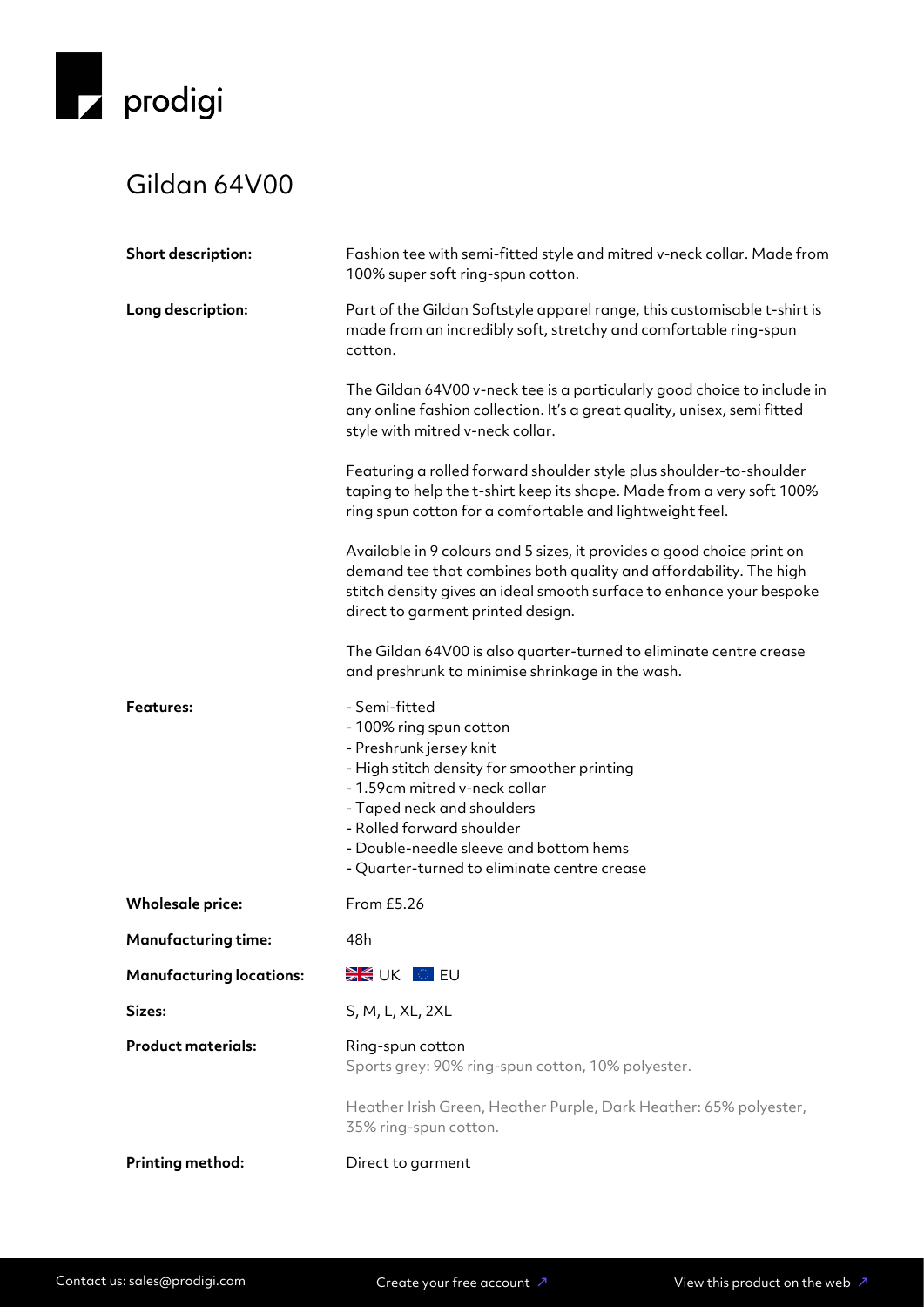prodigi

# Gildan 64V00

| | |
|---|---|
| **Short description:** | Fashion tee with semi-fitted style and mitred v-neck collar. Made from 100% super soft ring-spun cotton. |
| **Long description:** | Part of the Gildan Softstyle apparel range, this customisable t-shirt is made from an incredibly soft, stretchy and comfortable ring-spun cotton.<br><br>The Gildan 64V00 v-neck tee is a particularly good choice to include in any online fashion collection. It's a great quality, unisex, semi fitted style with mitred v-neck collar.<br><br>Featuring a rolled forward shoulder style plus shoulder-to-shoulder taping to help the t-shirt keep its shape. Made from a very soft 100% ring spun cotton for a comfortable and lightweight feel.<br><br>Available in 9 colours and 5 sizes, it provides a good choice print on demand tee that combines both quality and affordability. The high stitch density gives an ideal smooth surface to enhance your bespoke direct to garment printed design.<br><br>The Gildan 64V00 is also quarter-turned to eliminate centre crease and preshrunk to minimise shrinkage in the wash. |
| **Features:** | - Semi-fitted<br>- 100% ring spun cotton<br>- Preshrunk jersey knit<br>- High stitch density for smoother printing<br>- 1.59cm mitred v-neck collar<br>- Taped neck and shoulders<br>- Rolled forward shoulder<br>- Double-needle sleeve and bottom hems<br>- Quarter-turned to eliminate centre crease |
| **Wholesale price:** | From £5.26 |
| **Manufacturing time:** | 48h |
| **Manufacturing locations:** | UK EU |
| **Sizes:** | S, M, L, XL, 2XL |
| **Product materials:** | Ring-spun cotton<br>Sports grey: 90% ring-spun cotton, 10% polyester.<br><br>Heather Irish Green, Heather Purple, Dark Heather: 65% polyester, 35% ring-spun cotton. |
| **Printing method:** | Direct to garment |

Contact us: sales@prodigi.com    Create your free account ↗    View this product on the web ↗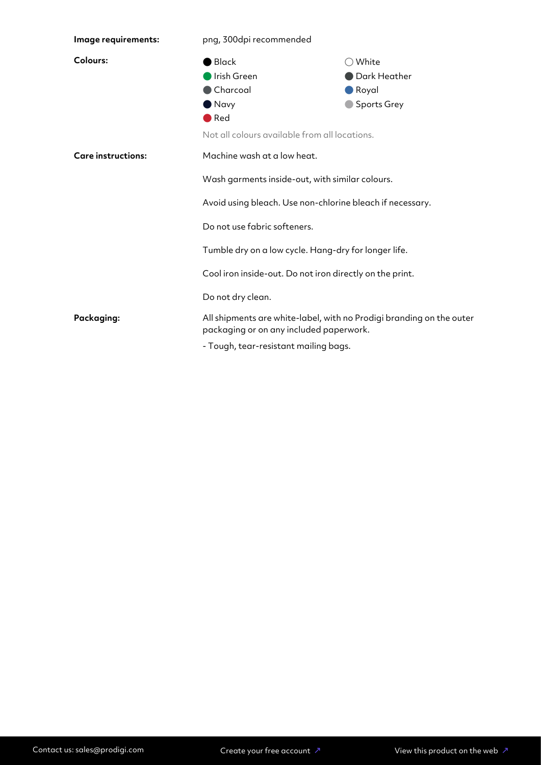**Image requirements:** png, 300dpi recommended

**Colours:**

- Black
- Irish Green
- Charcoal
- Navy
- Red
- White
- Dark Heather
- Royal
- Sports Grey

Not all colours available from all locations.

**Care instructions:**

Machine wash at a low heat.

Wash garments inside-out, with similar colours.

Avoid using bleach. Use non-chlorine bleach if necessary.

Do not use fabric softeners.

Tumble dry on a low cycle. Hang-dry for longer life.

Cool iron inside-out. Do not iron directly on the print.

Do not dry clean.

**Packaging:**

All shipments are white-label, with no Prodigi branding on the outer packaging or on any included paperwork.

- Tough, tear-resistant mailing bags.

Contact us: sales@prodigi.com

Create your free account ↗

View this product on the web ↗